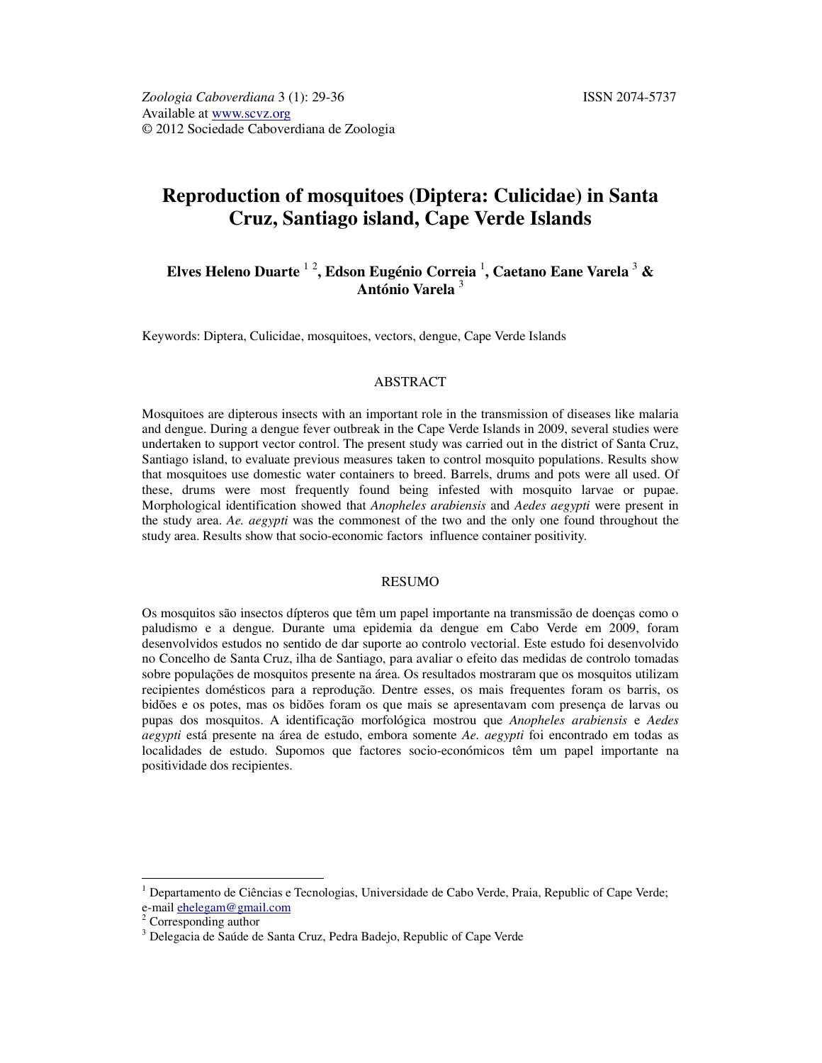Zoologia Caboverdiana 3 (1): 29-36 ISSN 2074-5737
Available at www.scvz.org
© 2012 Sociedade Caboverdiana de Zoologia

# Reproduction of mosquitoes (Diptera: Culicidae) in Santa Cruz, Santiago island, Cape Verde Islands

**Elves Heleno Duarte [1,2], Edson Eugénio Correia [1], Caetano Eane Varela [3] & António Varela [3]**

Keywords: Diptera, Culicidae, mosquitoes, vectors, dengue, Cape Verde Islands

## ABSTRACT

Mosquitoes are dipterous insects with an important role in the transmission of diseases like malaria and dengue. During a dengue fever outbreak in the Cape Verde Islands in 2009, several studies were undertaken to support vector control. The present study was carried out in the district of Santa Cruz, Santiago island, to evaluate previous measures taken to control mosquito populations. Results show that mosquitoes use domestic water containers to breed. Barrels, drums and pots were all used. Of these, drums were most frequently found being infested with mosquito larvae or pupae. Morphological identification showed that *Anopheles arabiensis* and *Aedes aegypti* were present in the study area. *Ae. aegypti* was the commonest of the two and the only one found throughout the study area. Results show that socio-economic factors influence container positivity.

## RESUMO

Os mosquitos são insectos dípteros que têm um papel importante na transmissão de doenças como o paludismo e a dengue. Durante uma epidemia da dengue em Cabo Verde em 2009, foram desenvolvidos estudos no sentido de dar suporte ao controlo vectorial. Este estudo foi desenvolvido no Concelho de Santa Cruz, ilha de Santiago, para avaliar o efeito das medidas de controlo tomadas sobre populações de mosquitos presente na área. Os resultados mostraram que os mosquitos utilizam recipientes domésticos para a reprodução. Dentre esses, os mais frequentes foram os barris, os bidões e os potes, mas os bidões foram os que mais se apresentavam com presença de larvas ou pupas dos mosquitos. A identificação morfológica mostrou que *Anopheles arabiensis* e *Aedes aegypti* está presente na área de estudo, embora somente *Ae. aegypti* foi encontrado em todas as localidades de estudo. Supomos que factores socio-económicos têm um papel importante na positividade dos recipientes.

---

[1] Departamento de Ciências e Tecnologias, Universidade de Cabo Verde, Praia, Republic of Cape Verde; e-mail ehelegam@gmail.com

[2] Corresponding author

[3] Delegacia de Saúde de Santa Cruz, Pedra Badejo, Republic of Cape Verde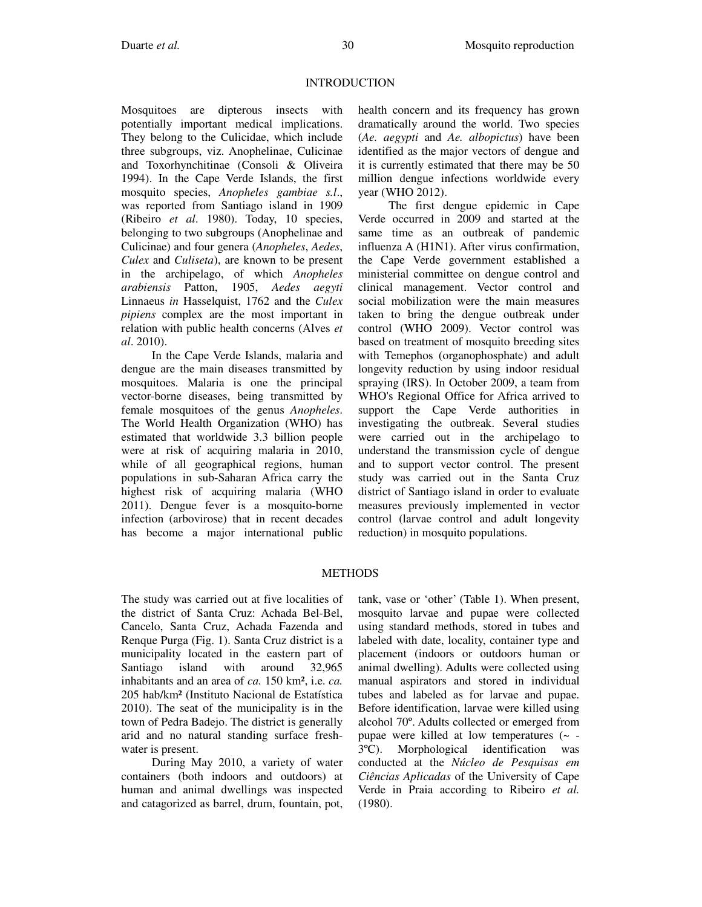## INTRODUCTION

Mosquitoes are dipterous insects with potentially important medical implications. They belong to the Culicidae, which include three subgroups, viz. Anophelinae, Culicinae and Toxorhynchitinae (Consoli & Oliveira 1994). In the Cape Verde Islands, the first mosquito species, *Anopheles gambiae s.l*., was reported from Santiago island in 1909 (Ribeiro *et al*. 1980). Today, 10 species, belonging to two subgroups (Anophelinae and Culicinae) and four genera (*Anopheles*, *Aedes*, *Culex* and *Culiseta*), are known to be present in the archipelago, of which *Anopheles arabiensis* Patton, 1905, *Aedes aegyti* Linnaeus *in* Hasselquist, 1762 and the *Culex pipiens* complex are the most important in relation with public health concerns (Alves *et al*. 2010).

In the Cape Verde Islands, malaria and dengue are the main diseases transmitted by mosquitoes. Malaria is one the principal vector-borne diseases, being transmitted by female mosquitoes of the genus *Anopheles*. The World Health Organization (WHO) has estimated that worldwide 3.3 billion people were at risk of acquiring malaria in 2010, while of all geographical regions, human populations in sub-Saharan Africa carry the highest risk of acquiring malaria (WHO 2011). Dengue fever is a mosquito-borne infection (arbovirose) that in recent decades has become a major international public health concern and its frequency has grown dramatically around the world. Two species (*Ae. aegypti* and *Ae. albopictus*) have been identified as the major vectors of dengue and it is currently estimated that there may be 50 million dengue infections worldwide every year (WHO 2012).

The first dengue epidemic in Cape Verde occurred in 2009 and started at the same time as an outbreak of pandemic influenza A (H1N1). After virus confirmation, the Cape Verde government established a ministerial committee on dengue control and clinical management. Vector control and social mobilization were the main measures taken to bring the dengue outbreak under control (WHO 2009). Vector control was based on treatment of mosquito breeding sites with Temephos (organophosphate) and adult longevity reduction by using indoor residual spraying (IRS). In October 2009, a team from WHO's Regional Office for Africa arrived to support the Cape Verde authorities in investigating the outbreak. Several studies were carried out in the archipelago to understand the transmission cycle of dengue and to support vector control. The present study was carried out in the Santa Cruz district of Santiago island in order to evaluate measures previously implemented in vector control (larvae control and adult longevity reduction) in mosquito populations.

## METHODS

The study was carried out at five localities of the district of Santa Cruz: Achada Bel-Bel, Cancelo, Santa Cruz, Achada Fazenda and Renque Purga (Fig. 1). Santa Cruz district is a municipality located in the eastern part of Santiago island with around 32,965 inhabitants and an area of *ca.* 150 km², i.e. *ca.* 205 hab/km² (Instituto Nacional de Estatística 2010). The seat of the municipality is in the town of Pedra Badejo. The district is generally arid and no natural standing surface fresh-water is present.

During May 2010, a variety of water containers (both indoors and outdoors) at human and animal dwellings was inspected and catagorized as barrel, drum, fountain, pot, tank, vase or 'other' (Table 1). When present, mosquito larvae and pupae were collected using standard methods, stored in tubes and labeled with date, locality, container type and placement (indoors or outdoors human or animal dwelling). Adults were collected using manual aspirators and stored in individual tubes and labeled as for larvae and pupae. Before identification, larvae were killed using alcohol 70º. Adults collected or emerged from pupae were killed at low temperatures (~ -3ºC). Morphological identification was conducted at the *Núcleo de Pesquisas em Ciências Aplicadas* of the University of Cape Verde in Praia according to Ribeiro *et al.* (1980).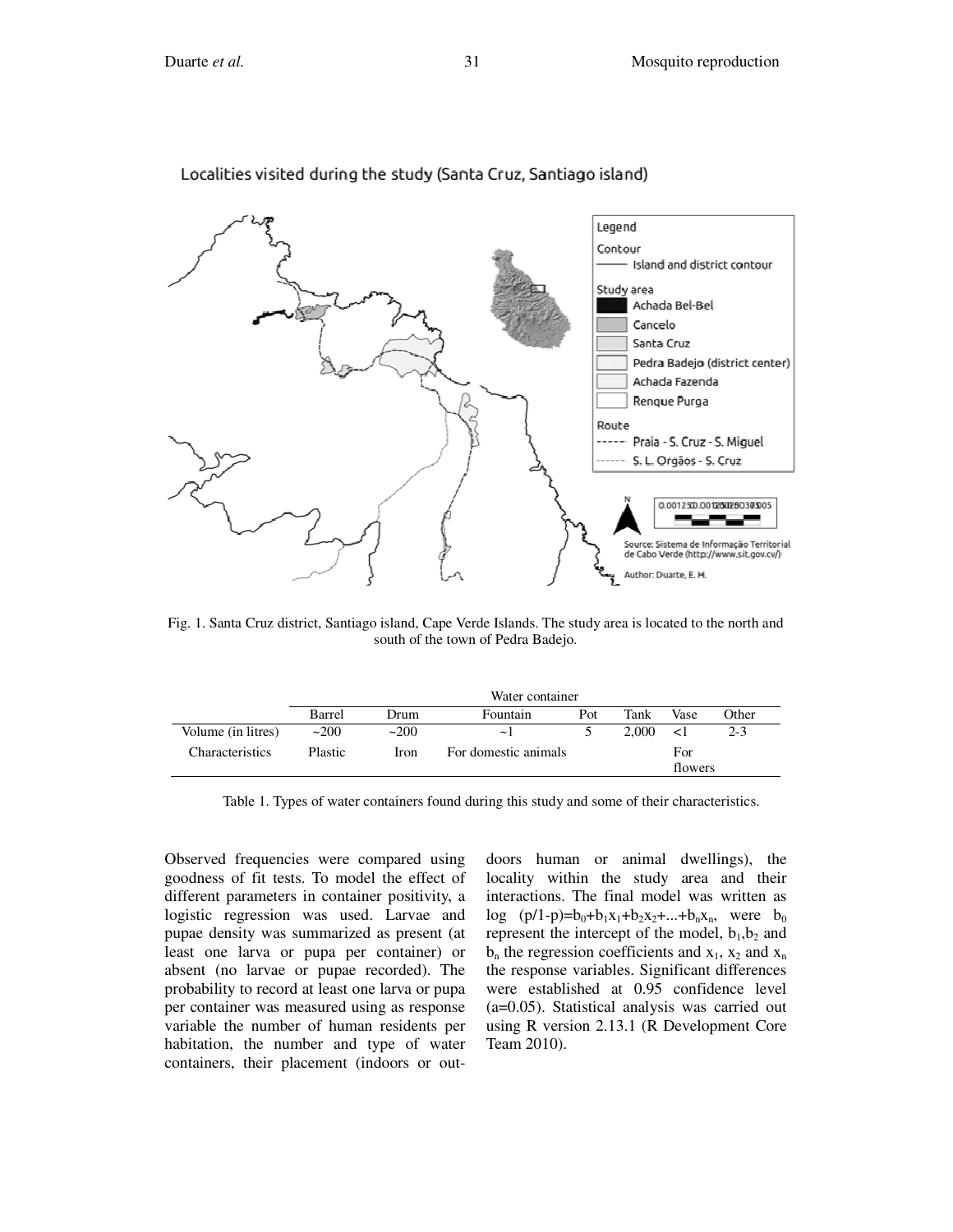Fig. 1. Santa Cruz district, Santiago island, Cape Verde Islands. The study area is located to the north and south of the town of Pedra Badejo.

| | Water container | | | | | | |
|---|---|---|---|---|---|---|---|
| | Barrel | Drum | Fountain | Pot | Tank | Vase | Other |
| Volume (in litres) | ~200 | ~200 | ~1 | 5 | 2,000 | <1 | 2-3 |
| Characteristics | Plastic | Iron | For domestic animals | | | For flowers | |

Table 1. Types of water containers found during this study and some of their characteristics.

Observed frequencies were compared using goodness of fit tests. To model the effect of different parameters in container positivity, a logistic regression was used. Larvae and pupae density was summarized as present (at least one larva or pupa per container) or absent (no larvae or pupae recorded). The probability to record at least one larva or pupa per container was measured using as response variable the number of human residents per habitation, the number and type of water containers, their placement (indoors or out-doors human or animal dwellings), the locality within the study area and their interactions. The final model was written as $\log\ (p/1\text{-}p)=b_0+b_1x_1+b_2x_2+...+b_nx_n$, were $b_0$ represent the intercept of the model, $b_1$,$b_2$ and $b_n$ the regression coefficients and $x_1$, $x_2$ and $x_n$ the response variables. Significant differences were established at 0.95 confidence level (a=0.05). Statistical analysis was carried out using R version 2.13.1 (R Development Core Team 2010).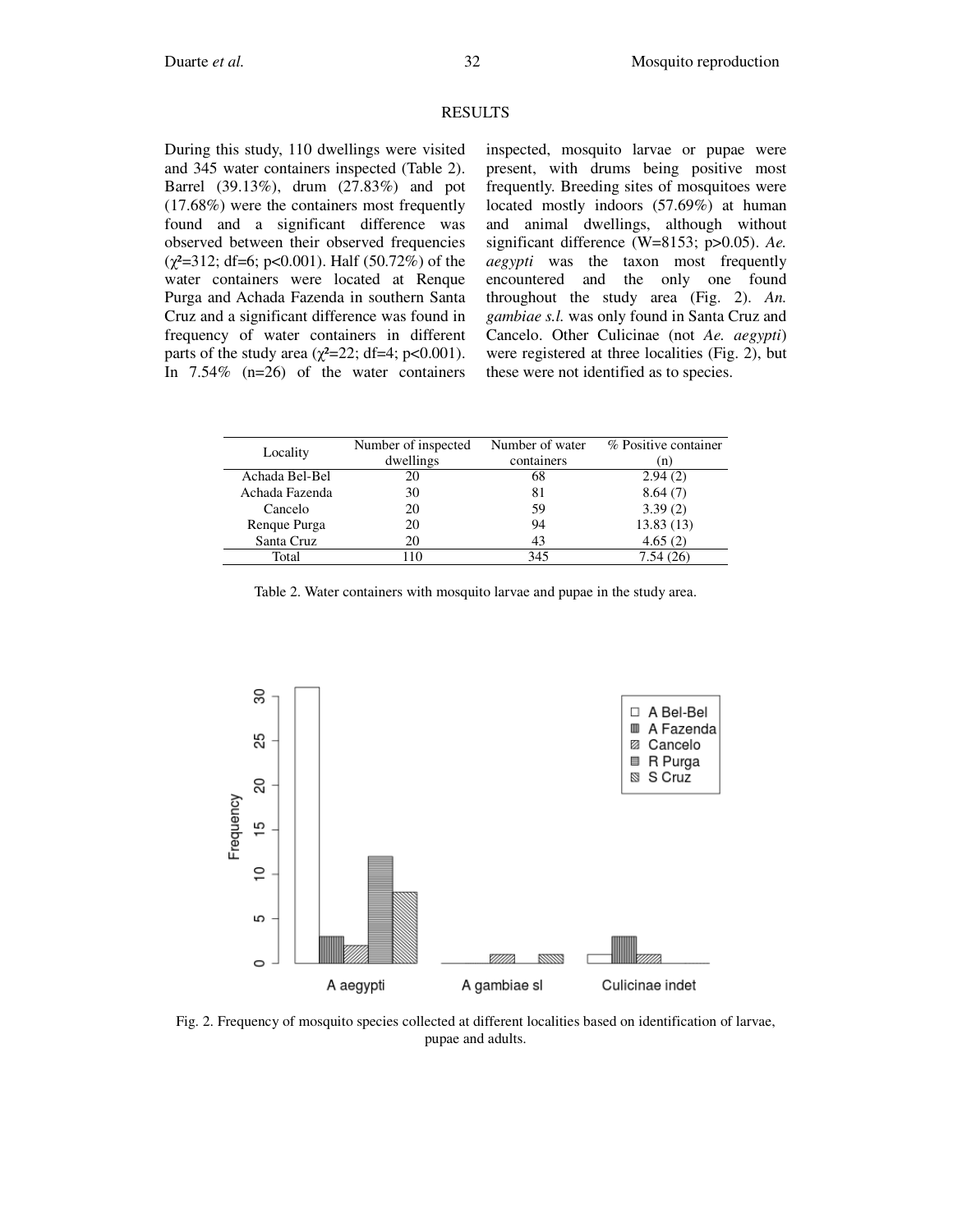## RESULTS

During this study, 110 dwellings were visited and 345 water containers inspected (Table 2). Barrel (39.13%), drum (27.83%) and pot (17.68%) were the containers most frequently found and a significant difference was observed between their observed frequencies ($\chi^2$=312; df=6; p<0.001). Half (50.72%) of the water containers were located at Renque Purga and Achada Fazenda in southern Santa Cruz and a significant difference was found in frequency of water containers in different parts of the study area ($\chi^2$=22; df=4; p<0.001). In 7.54% (n=26) of the water containers inspected, mosquito larvae or pupae were present, with drums being positive most frequently. Breeding sites of mosquitoes were located mostly indoors (57.69%) at human and animal dwellings, although without significant difference (W=8153; p>0.05). *Ae. aegypti* was the taxon most frequently encountered and the only one found throughout the study area (Fig. 2). *An. gambiae s.l.* was only found in Santa Cruz and Cancelo. Other Culicinae (not *Ae. aegypti*) were registered at three localities (Fig. 2), but these were not identified as to species.

| Locality | Number of inspected dwellings | Number of water containers | % Positive container (n) |
|---|---|---|---|
| Achada Bel-Bel | 20 | 68 | 2.94 (2) |
| Achada Fazenda | 30 | 81 | 8.64 (7) |
| Cancelo | 20 | 59 | 3.39 (2) |
| Renque Purga | 20 | 94 | 13.83 (13) |
| Santa Cruz | 20 | 43 | 4.65 (2) |
| Total | 110 | 345 | 7.54 (26) |

Table 2. Water containers with mosquito larvae and pupae in the study area.

Fig. 2. Frequency of mosquito species collected at different localities based on identification of larvae, pupae and adults.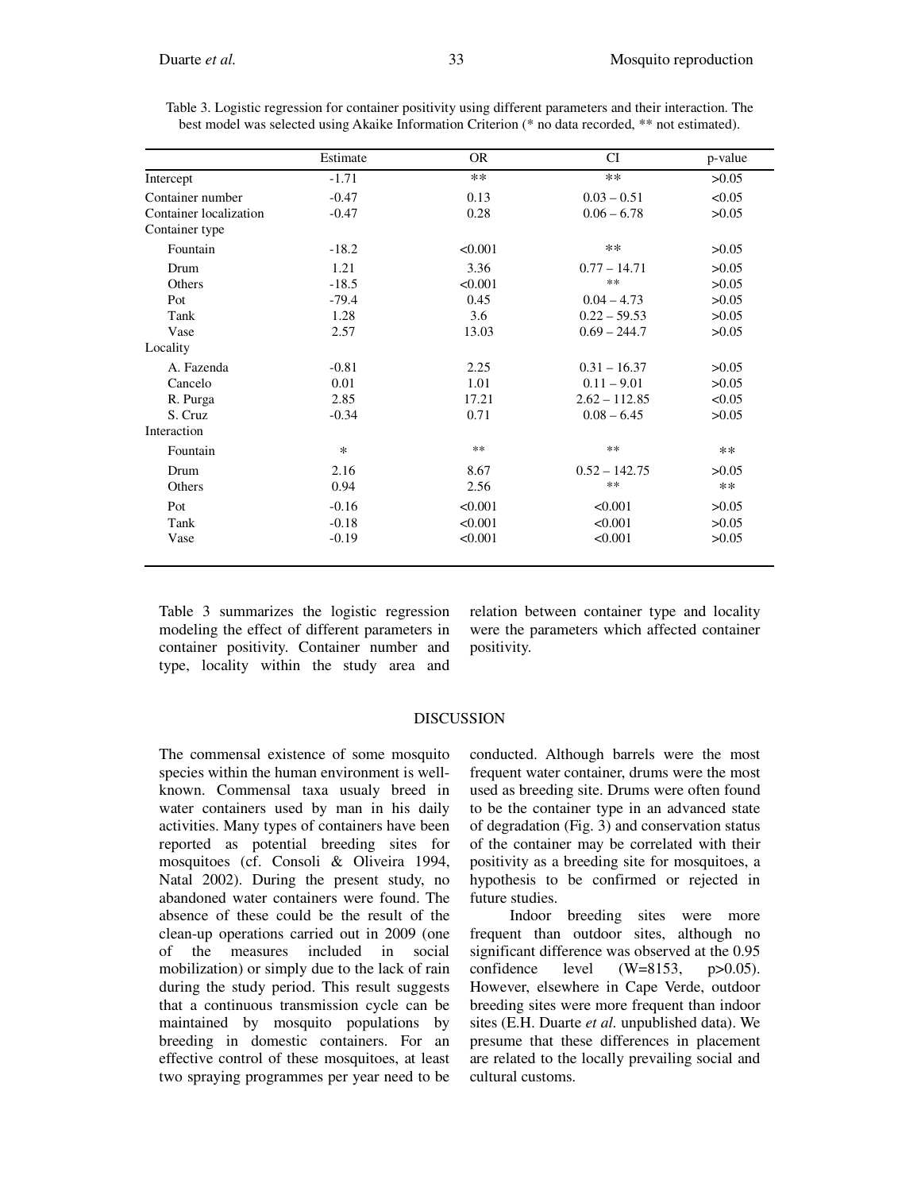Table 3. Logistic regression for container positivity using different parameters and their interaction. The best model was selected using Akaike Information Criterion (* no data recorded, ** not estimated).

| | Estimate | OR | CI | p-value |
|---|---|---|---|---|
| Intercept | -1.71 | ** | ** | >0.05 |
| Container number | -0.47 | 0.13 | 0.03 – 0.51 | <0.05 |
| Container localization | -0.47 | 0.28 | 0.06 – 6.78 | >0.05 |
| Container type | | | | |
| Fountain | -18.2 | <0.001 | ** | >0.05 |
| Drum | 1.21 | 3.36 | 0.77 – 14.71 | >0.05 |
| Others | -18.5 | <0.001 | ** | >0.05 |
| Pot | -79.4 | 0.45 | 0.04 – 4.73 | >0.05 |
| Tank | 1.28 | 3.6 | 0.22 – 59.53 | >0.05 |
| Vase | 2.57 | 13.03 | 0.69 – 244.7 | >0.05 |
| Locality | | | | |
| A. Fazenda | -0.81 | 2.25 | 0.31 – 16.37 | >0.05 |
| Cancelo | 0.01 | 1.01 | 0.11 – 9.01 | >0.05 |
| R. Purga | 2.85 | 17.21 | 2.62 – 112.85 | <0.05 |
| S. Cruz | -0.34 | 0.71 | 0.08 – 6.45 | >0.05 |
| Interaction | | | | |
| Fountain | * | ** | ** | ** |
| Drum | 2.16 | 8.67 | 0.52 – 142.75 | >0.05 |
| Others | 0.94 | 2.56 | ** | ** |
| Pot | -0.16 | <0.001 | <0.001 | >0.05 |
| Tank | -0.18 | <0.001 | <0.001 | >0.05 |
| Vase | -0.19 | <0.001 | <0.001 | >0.05 |

Table 3 summarizes the logistic regression modeling the effect of different parameters in container positivity. Container number and type, locality within the study area and relation between container type and locality were the parameters which affected container positivity.

## DISCUSSION

The commensal existence of some mosquito species within the human environment is well-known. Commensal taxa usualy breed in water containers used by man in his daily activities. Many types of containers have been reported as potential breeding sites for mosquitoes (cf. Consoli & Oliveira 1994, Natal 2002). During the present study, no abandoned water containers were found. The absence of these could be the result of the clean-up operations carried out in 2009 (one of the measures included in social mobilization) or simply due to the lack of rain during the study period. This result suggests that a continuous transmission cycle can be maintained by mosquito populations by breeding in domestic containers. For an effective control of these mosquitoes, at least two spraying programmes per year need to be conducted. Although barrels were the most frequent water container, drums were the most used as breeding site. Drums were often found to be the container type in an advanced state of degradation (Fig. 3) and conservation status of the container may be correlated with their positivity as a breeding site for mosquitoes, a hypothesis to be confirmed or rejected in future studies.

Indoor breeding sites were more frequent than outdoor sites, although no significant difference was observed at the 0.95 confidence level ($W=8153$, $p>0.05$). However, elsewhere in Cape Verde, outdoor breeding sites were more frequent than indoor sites (E.H. Duarte *et al.* unpublished data). We presume that these differences in placement are related to the locally prevailing social and cultural customs.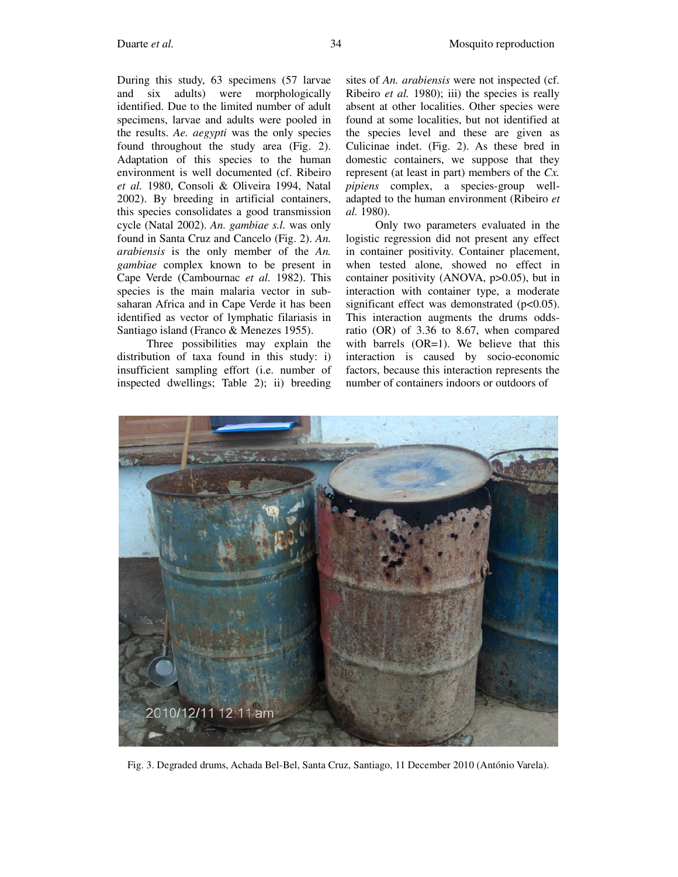During this study, 63 specimens (57 larvae and six adults) were morphologically identified. Due to the limited number of adult specimens, larvae and adults were pooled in the results. *Ae. aegypti* was the only species found throughout the study area (Fig. 2). Adaptation of this species to the human environment is well documented (cf. Ribeiro *et al.* 1980, Consoli & Oliveira 1994, Natal 2002). By breeding in artificial containers, this species consolidates a good transmission cycle (Natal 2002). *An. gambiae s.l.* was only found in Santa Cruz and Cancelo (Fig. 2). *An. arabiensis* is the only member of the *An. gambiae* complex known to be present in Cape Verde (Cambournac *et al.* 1982). This species is the main malaria vector in sub-saharan Africa and in Cape Verde it has been identified as vector of lymphatic filariasis in Santiago island (Franco & Menezes 1955).

Three possibilities may explain the distribution of taxa found in this study: i) insufficient sampling effort (i.e. number of inspected dwellings; Table 2); ii) breeding sites of *An. arabiensis* were not inspected (cf. Ribeiro *et al.* 1980); iii) the species is really absent at other localities. Other species were found at some localities, but not identified at the species level and these are given as Culicinae indet. (Fig. 2). As these bred in domestic containers, we suppose that they represent (at least in part) members of the *Cx. pipiens* complex, a species-group well-adapted to the human environment (Ribeiro *et al.* 1980).

Only two parameters evaluated in the logistic regression did not present any effect in container positivity. Container placement, when tested alone, showed no effect in container positivity (ANOVA, $p>0.05$), but in interaction with container type, a moderate significant effect was demonstrated ($p<0.05$). This interaction augments the drums odds-ratio (OR) of 3.36 to 8.67, when compared with barrels (OR=1). We believe that this interaction is caused by socio-economic factors, because this interaction represents the number of containers indoors or outdoors of

Fig. 3. Degraded drums, Achada Bel-Bel, Santa Cruz, Santiago, 11 December 2010 (António Varela).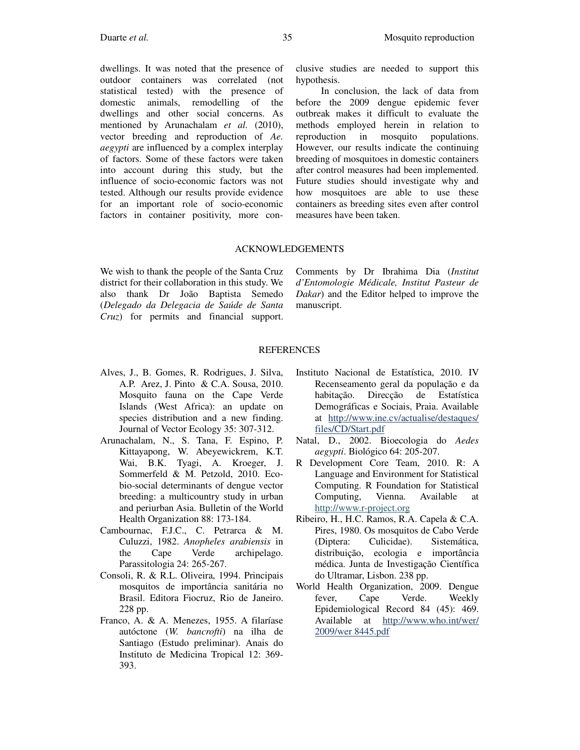dwellings. It was noted that the presence of outdoor containers was correlated (not statistical tested) with the presence of domestic animals, remodelling of the dwellings and other social concerns. As mentioned by Arunachalam *et al.* (2010), vector breeding and reproduction of *Ae. aegypti* are influenced by a complex interplay of factors. Some of these factors were taken into account during this study, but the influence of socio-economic factors was not tested. Although our results provide evidence for an important role of socio-economic factors in container positivity, more conclusive studies are needed to support this hypothesis.

In conclusion, the lack of data from before the 2009 dengue epidemic fever outbreak makes it difficult to evaluate the methods employed herein in relation to reproduction in mosquito populations. However, our results indicate the continuing breeding of mosquitoes in domestic containers after control measures had been implemented. Future studies should investigate why and how mosquitoes are able to use these containers as breeding sites even after control measures have been taken.

## ACKNOWLEDGEMENTS

We wish to thank the people of the Santa Cruz district for their collaboration in this study. We also thank Dr João Baptista Semedo (*Delegado da Delegacia de Saúde de Santa Cruz*) for permits and financial support. Comments by Dr Ibrahima Dia (*Institut d'Entomologie Médicale, Institut Pasteur de Dakar*) and the Editor helped to improve the manuscript.

## REFERENCES

Alves, J., B. Gomes, R. Rodrigues, J. Silva, A.P. Arez, J. Pinto & C.A. Sousa, 2010. Mosquito fauna on the Cape Verde Islands (West Africa): an update on species distribution and a new finding. Journal of Vector Ecology 35: 307-312.

Arunachalam, N., S. Tana, F. Espino, P. Kittayapong, W. Abeyewickrem, K.T. Wai, B.K. Tyagi, A. Kroeger, J. Sommerfeld & M. Petzold, 2010. Eco-bio-social determinants of dengue vector breeding: a multicountry study in urban and periurban Asia. Bulletin of the World Health Organization 88: 173-184.

Cambournac, F.J.C., C. Petrarca & M. Culuzzi, 1982. *Anopheles arabiensis* in the Cape Verde archipelago. Parassitologia 24: 265-267.

Consoli, R. & R.L. Oliveira, 1994. Principais mosquitos de importância sanitária no Brasil. Editora Fiocruz, Rio de Janeiro. 228 pp.

Franco, A. & A. Menezes, 1955. A filaríase autóctone (*W. bancrofti*) na ilha de Santiago (Estudo preliminar). Anais do Instituto de Medicina Tropical 12: 369-393.

Instituto Nacional de Estatística, 2010. IV Recenseamento geral da população e da habitação. Direcção de Estatística Demográficas e Sociais, Praia. Available at http://www.ine.cv/actualise/destaques/files/CD/Start.pdf

Natal, D., 2002. Bioecologia do *Aedes aegypti*. Biológico 64: 205-207.

R Development Core Team, 2010. R: A Language and Environment for Statistical Computing. R Foundation for Statistical Computing, Vienna. Available at http://www.r-project.org

Ribeiro, H., H.C. Ramos, R.A. Capela & C.A. Pires, 1980. Os mosquitos de Cabo Verde (Diptera: Culicidae). Sistemática, distribuição, ecologia e importância médica. Junta de Investigação Científica do Ultramar, Lisbon. 238 pp.

World Health Organization, 2009. Dengue fever, Cape Verde. Weekly Epidemiological Record 84 (45): 469. Available at http://www.who.int/wer/2009/wer 8445.pdf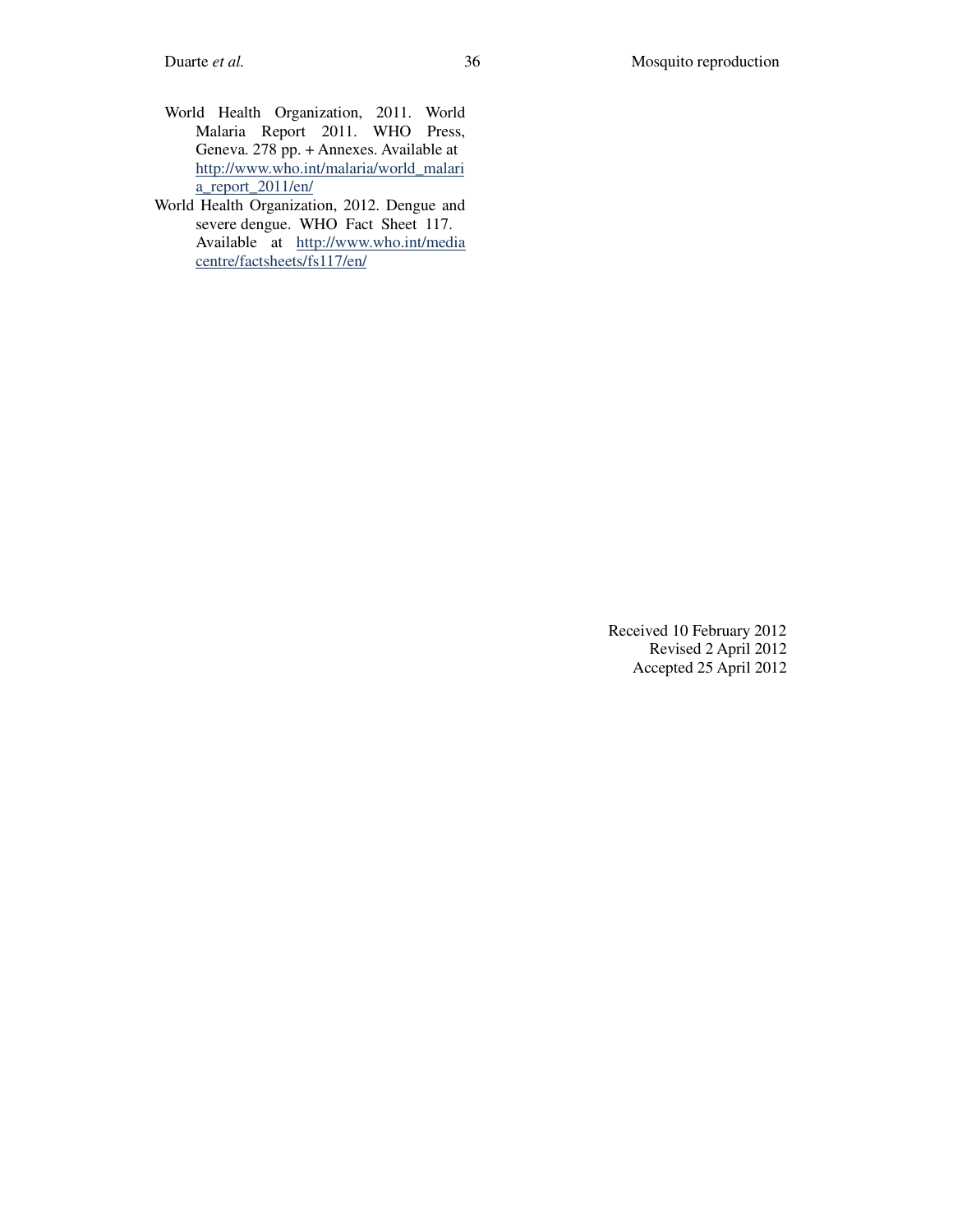World Health Organization, 2011. World Malaria Report 2011. WHO Press, Geneva. 278 pp. + Annexes. Available at http://www.who.int/malaria/world_malaria_report_2011/en/

World Health Organization, 2012. Dengue and severe dengue. WHO Fact Sheet 117. Available at http://www.who.int/mediacentre/factsheets/fs117/en/

Received 10 February 2012
Revised 2 April 2012
Accepted 25 April 2012